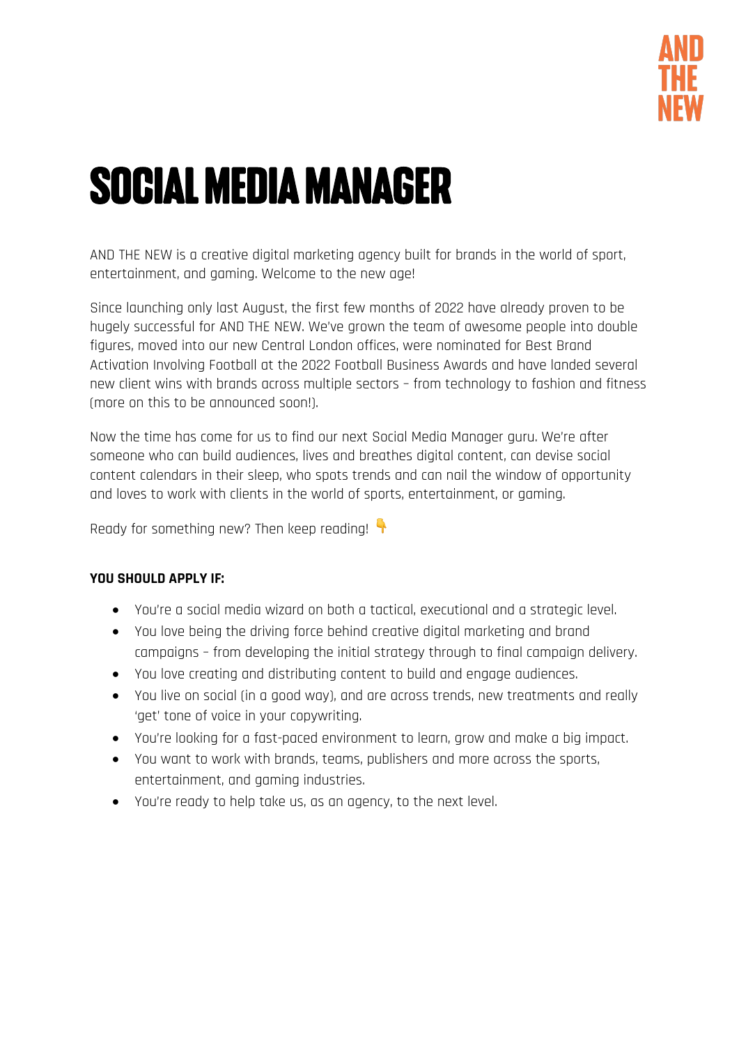AND THE NEW

# SOCIAL MEDIA MANAGER

AND THE NEW is a creative digital marketing agency built for brands in the world of sport, entertainment, and gaming. Welcome to the new age!

Since launching only last August, the first few months of 2022 have already proven to be hugely successful for AND THE NEW. We've grown the team of awesome people into double figures, moved into our new Central London offices, were nominated for Best Brand Activation Involving Football at the 2022 Football Business Awards and have landed several new client wins with brands across multiple sectors – from technology to fashion and fitness (more on this to be announced soon!).

Now the time has come for us to find our next Social Media Manager guru. We're after someone who can build audiences, lives and breathes digital content, can devise social content calendars in their sleep, who spots trends and can nail the window of opportunity and loves to work with clients in the world of sports, entertainment, or gaming.

Ready for something new? Then keep reading! 👇

**YOU SHOULD APPLY IF:**

- You're a social media wizard on both a tactical, executional and a strategic level.
- You love being the driving force behind creative digital marketing and brand campaigns – from developing the initial strategy through to final campaign delivery.
- You love creating and distributing content to build and engage audiences.
- You live on social (in a good way), and are across trends, new treatments and really 'get' tone of voice in your copywriting.
- You're looking for a fast-paced environment to learn, grow and make a big impact.
- You want to work with brands, teams, publishers and more across the sports, entertainment, and gaming industries.
- You're ready to help take us, as an agency, to the next level.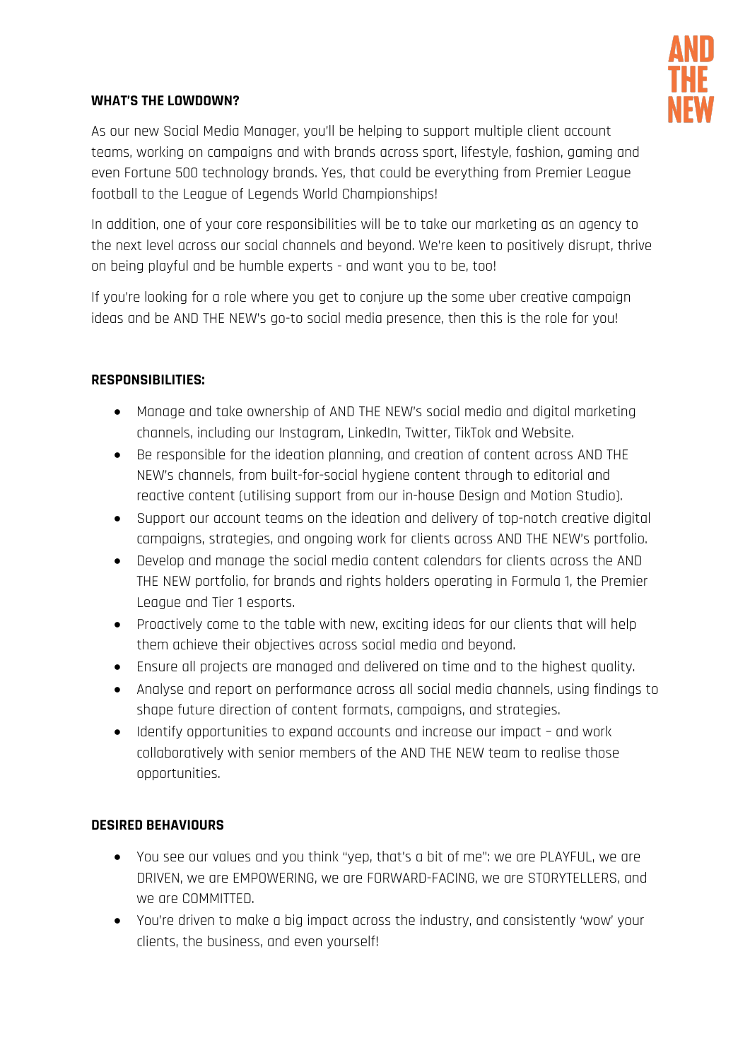### WHAT'S THE LOWDOWN?

As our new Social Media Manager, you'll be helping to support multiple client account teams, working on campaigns and with brands across sport, lifestyle, fashion, gaming and even Fortune 500 technology brands. Yes, that could be everything from Premier League football to the League of Legends World Championships!

In addition, one of your core responsibilities will be to take our marketing as an agency to the next level across our social channels and beyond. We're keen to positively disrupt, thrive on being playful and be humble experts - and want you to be, too!

If you're looking for a role where you get to conjure up the some uber creative campaign ideas and be AND THE NEW's go-to social media presence, then this is the role for you!

### RESPONSIBILITIES:

- Manage and take ownership of AND THE NEW's social media and digital marketing channels, including our Instagram, LinkedIn, Twitter, TikTok and Website.
- Be responsible for the ideation planning, and creation of content across AND THE NEW's channels, from built-for-social hygiene content through to editorial and reactive content (utilising support from our in-house Design and Motion Studio).
- Support our account teams on the ideation and delivery of top-notch creative digital campaigns, strategies, and ongoing work for clients across AND THE NEW's portfolio.
- Develop and manage the social media content calendars for clients across the AND THE NEW portfolio, for brands and rights holders operating in Formula 1, the Premier League and Tier 1 esports.
- Proactively come to the table with new, exciting ideas for our clients that will help them achieve their objectives across social media and beyond.
- Ensure all projects are managed and delivered on time and to the highest quality.
- Analyse and report on performance across all social media channels, using findings to shape future direction of content formats, campaigns, and strategies.
- Identify opportunities to expand accounts and increase our impact – and work collaboratively with senior members of the AND THE NEW team to realise those opportunities.

### DESIRED BEHAVIOURS

- You see our values and you think "yep, that's a bit of me": we are PLAYFUL, we are DRIVEN, we are EMPOWERING, we are FORWARD-FACING, we are STORYTELLERS, and we are COMMITTED.
- You're driven to make a big impact across the industry, and consistently 'wow' your clients, the business, and even yourself!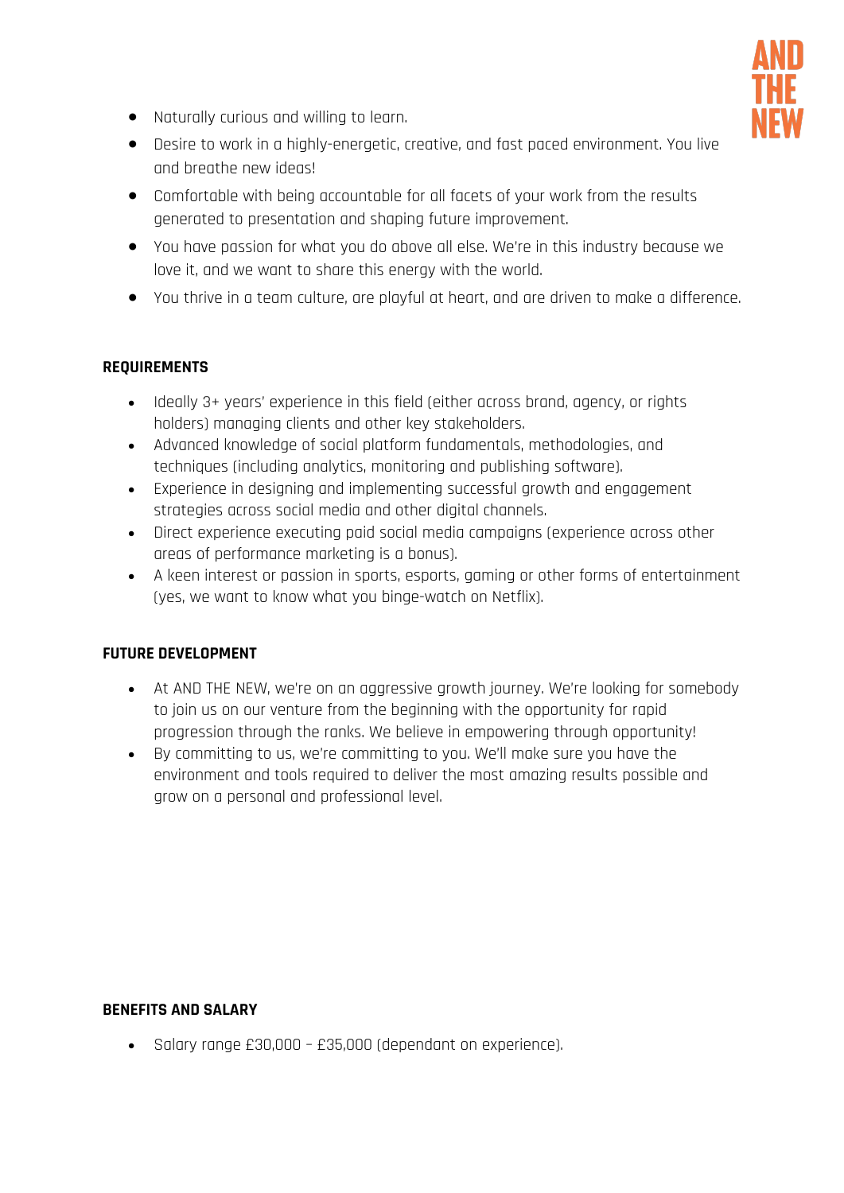- Naturally curious and willing to learn.
- Desire to work in a highly-energetic, creative, and fast paced environment. You live and breathe new ideas!
- Comfortable with being accountable for all facets of your work from the results generated to presentation and shaping future improvement.
- You have passion for what you do above all else. We're in this industry because we love it, and we want to share this energy with the world.
- You thrive in a team culture, are playful at heart, and are driven to make a difference.

**REQUIREMENTS**

- Ideally 3+ years' experience in this field (either across brand, agency, or rights holders) managing clients and other key stakeholders.
- Advanced knowledge of social platform fundamentals, methodologies, and techniques (including analytics, monitoring and publishing software).
- Experience in designing and implementing successful growth and engagement strategies across social media and other digital channels.
- Direct experience executing paid social media campaigns (experience across other areas of performance marketing is a bonus).
- A keen interest or passion in sports, esports, gaming or other forms of entertainment (yes, we want to know what you binge-watch on Netflix).

**FUTURE DEVELOPMENT**

- At AND THE NEW, we're on an aggressive growth journey. We're looking for somebody to join us on our venture from the beginning with the opportunity for rapid progression through the ranks. We believe in empowering through opportunity!
- By committing to us, we're committing to you. We'll make sure you have the environment and tools required to deliver the most amazing results possible and grow on a personal and professional level.

**BENEFITS AND SALARY**

- Salary range £30,000 – £35,000 (dependant on experience).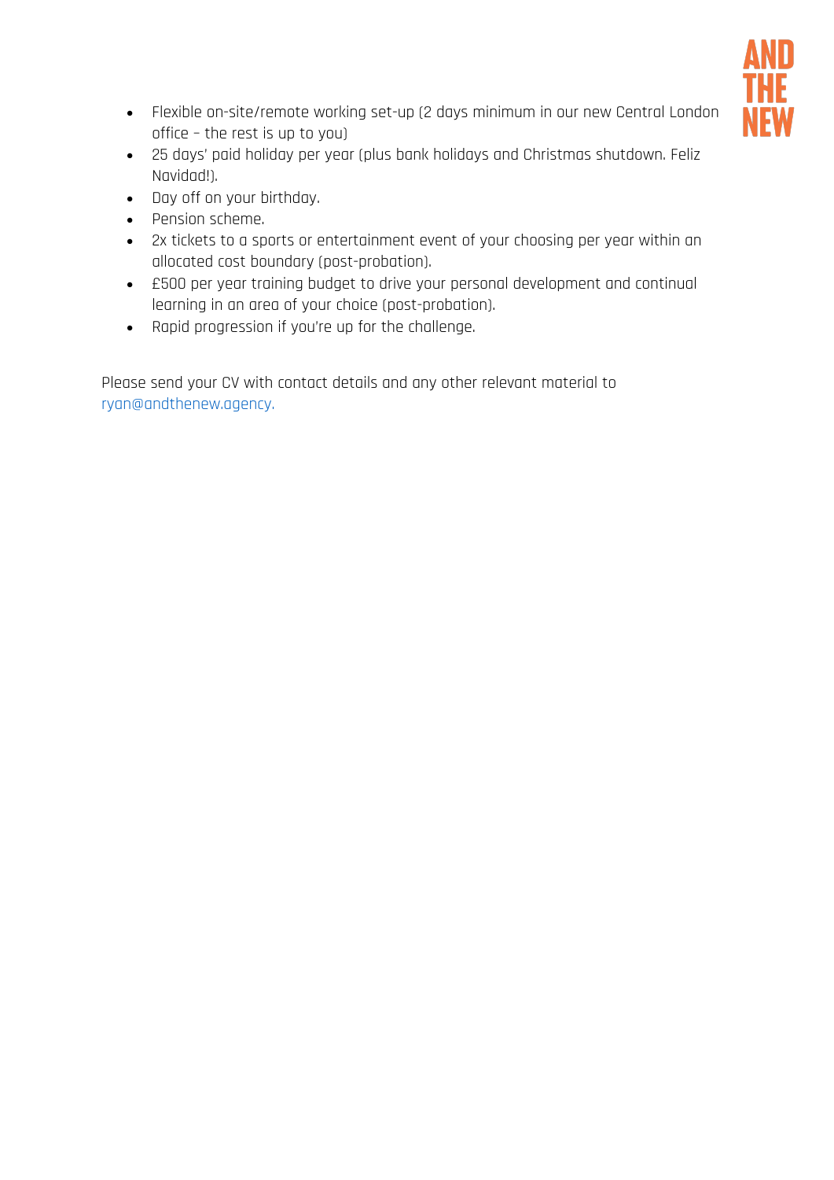- Flexible on-site/remote working set-up (2 days minimum in our new Central London office – the rest is up to you)
- 25 days' paid holiday per year (plus bank holidays and Christmas shutdown. Feliz Navidad!).
- Day off on your birthday.
- Pension scheme.
- 2x tickets to a sports or entertainment event of your choosing per year within an allocated cost boundary (post-probation).
- £500 per year training budget to drive your personal development and continual learning in an area of your choice (post-probation).
- Rapid progression if you're up for the challenge.

Please send your CV with contact details and any other relevant material to ryan@andthenew.agency.